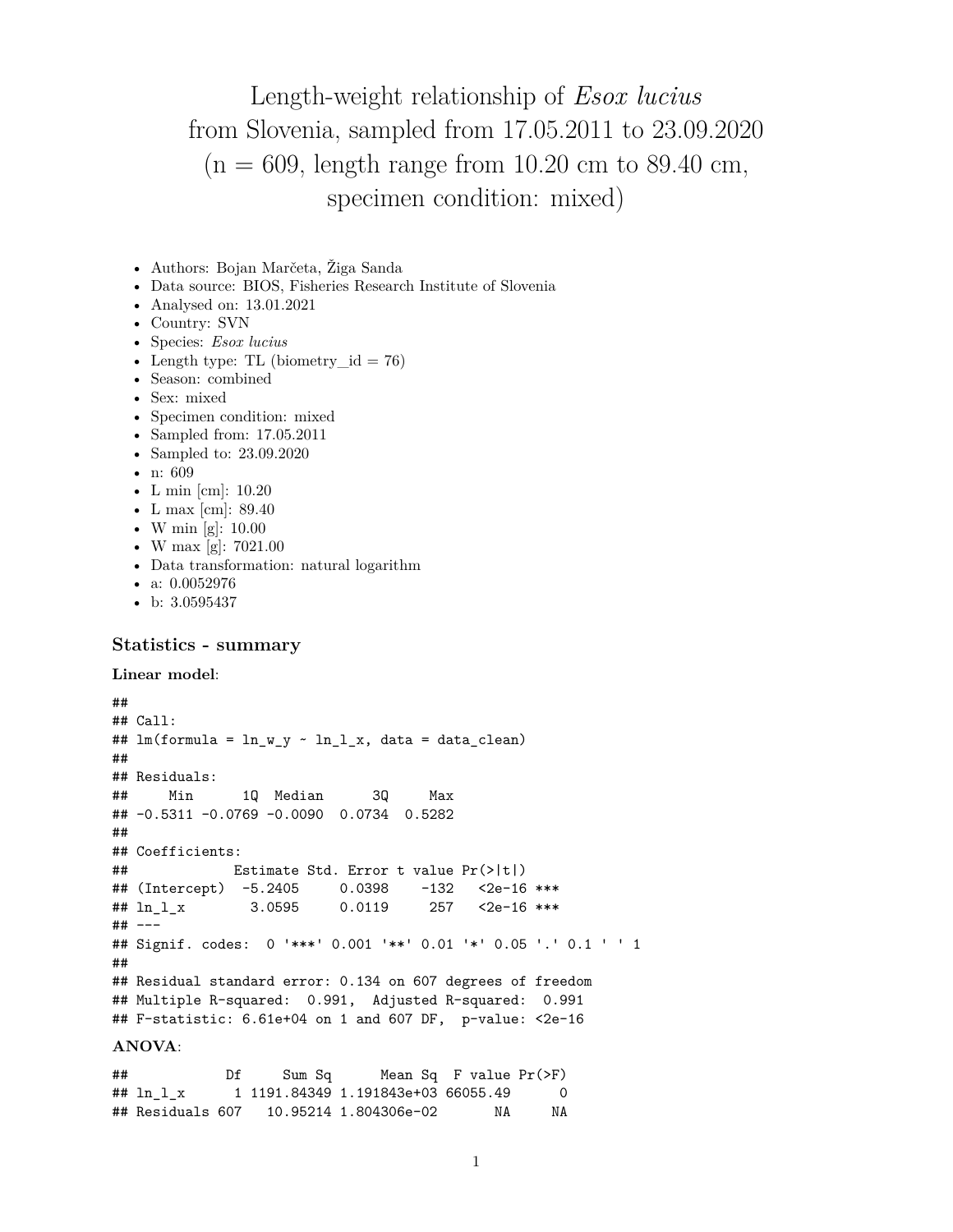# Length-weight relationship of *Esox lucius* from Slovenia, sampled from 17.05.2011 to 23.09.2020 (n = 609, length range from 10.20 cm to 89.40 cm, specimen condition: mixed)

- Authors: Bojan Marčeta, Žiga Sanda
- Data source: BIOS, Fisheries Research Institute of Slovenia
- Analysed on: 13.01.2021
- Country: SVN
- Species: *Esox lucius*
- Length type: TL (biometry_id = 76)
- Season: combined
- Sex: mixed
- Specimen condition: mixed
- Sampled from: 17.05.2011
- Sampled to: 23.09.2020
- n: 609
- L min [cm]: 10.20
- L max [cm]: 89.40
- W min [g]: 10.00
- W max [g]: 7021.00
- Data transformation: natural logarithm
- a: 0.0052976
- b: 3.0595437

### Statistics - summary

**Linear model**:

```
##
## Call:
## lm(formula = ln_w_y ~ ln_l_x, data = data_clean)
##
## Residuals:
##     Min      1Q  Median      3Q     Max
## -0.5311 -0.0769 -0.0090  0.0734  0.5282
##
## Coefficients:
##             Estimate Std. Error t value Pr(>|t|)
## (Intercept)  -5.2405     0.0398    -132   <2e-16 ***
## ln_l_x        3.0595     0.0119     257   <2e-16 ***
## ---
## Signif. codes:  0 '***' 0.001 '**' 0.01 '*' 0.05 '.' 0.1 ' ' 1
##
## Residual standard error: 0.134 on 607 degrees of freedom
## Multiple R-squared:  0.991,  Adjusted R-squared:  0.991
## F-statistic: 6.61e+04 on 1 and 607 DF,  p-value: <2e-16
```

**ANOVA**:

```
##            Df     Sum Sq      Mean Sq  F value Pr(>F)
## ln_l_x      1 1191.84349 1.191843e+03 66055.49      0
## Residuals 607   10.95214 1.804306e-02       NA     NA
```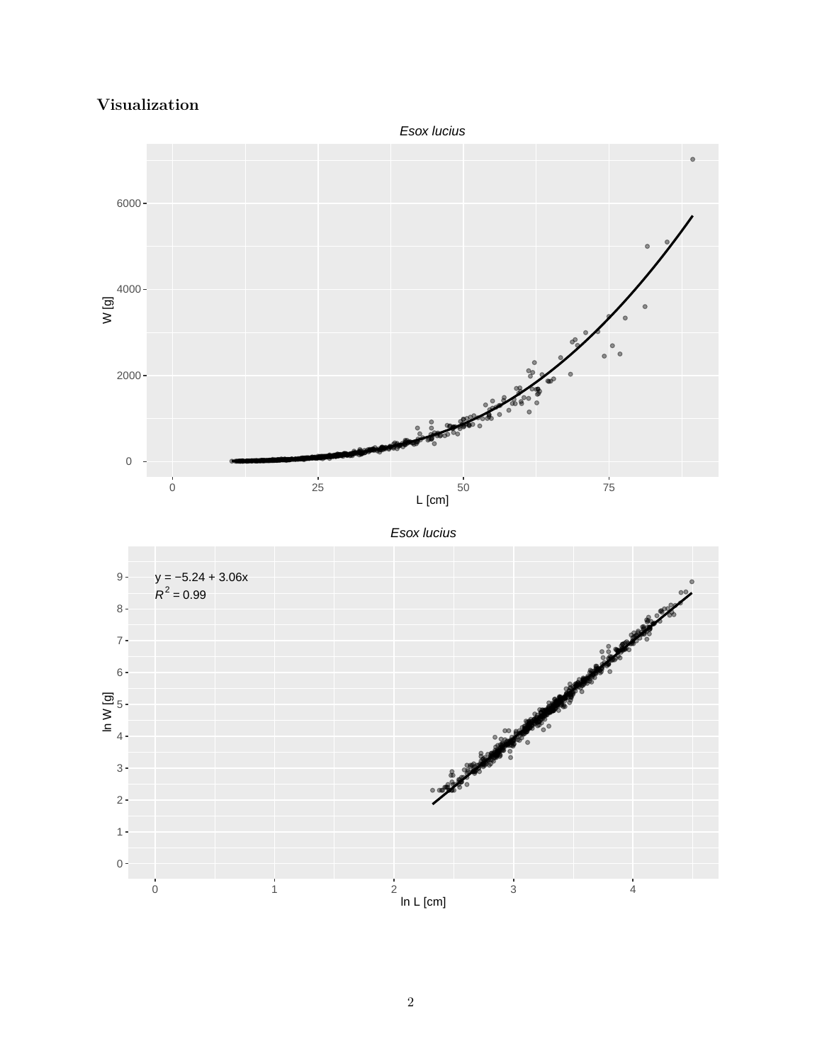### Visualization

*Esox lucius*

W [g]

6000

4000

2000

0

0

25

50

75

L [cm]

*Esox lucius*

$y = -5.24 + 3.06x$

$R^2 = 0.99$

ln W [g]

9

8

7

6

5

4

3

2

1

0

0

1

2

3

4

ln L [cm]